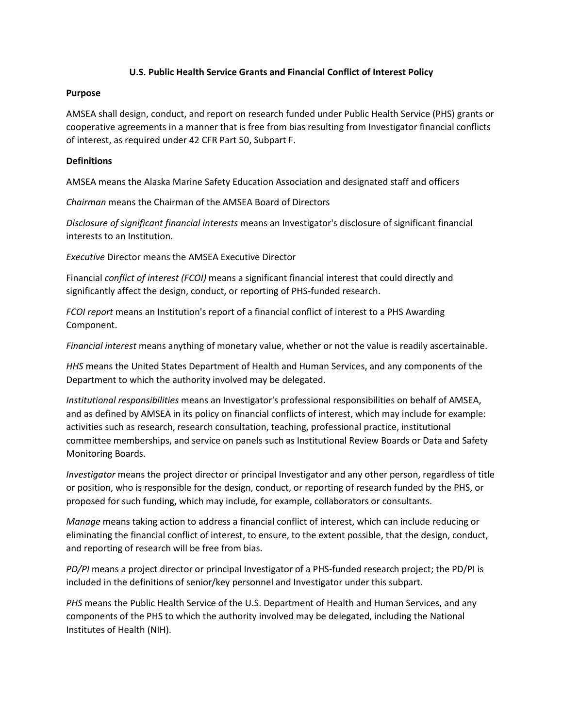**U.S. Public Health Service Grants and Financial Conflict of Interest Policy**

**Purpose**

AMSEA shall design, conduct, and report on research funded under Public Health Service (PHS) grants or cooperative agreements in a manner that is free from bias resulting from Investigator financial conflicts of interest, as required under 42 CFR Part 50, Subpart F.

**Definitions**

AMSEA means the Alaska Marine Safety Education Association and designated staff and officers

*Chairman* means the Chairman of the AMSEA Board of Directors

*Disclosure of significant financial interests* means an Investigator's disclosure of significant financial interests to an Institution.

*Executive* Director means the AMSEA Executive Director

Financial *conflict of interest (FCOI)* means a significant financial interest that could directly and significantly affect the design, conduct, or reporting of PHS-funded research.

*FCOI report* means an Institution's report of a financial conflict of interest to a PHS Awarding Component.

*Financial interest* means anything of monetary value, whether or not the value is readily ascertainable.

*HHS* means the United States Department of Health and Human Services, and any components of the Department to which the authority involved may be delegated.

*Institutional responsibilities* means an Investigator's professional responsibilities on behalf of AMSEA, and as defined by AMSEA in its policy on financial conflicts of interest, which may include for example: activities such as research, research consultation, teaching, professional practice, institutional committee memberships, and service on panels such as Institutional Review Boards or Data and Safety Monitoring Boards.

*Investigator* means the project director or principal Investigator and any other person, regardless of title or position, who is responsible for the design, conduct, or reporting of research funded by the PHS, or proposed for such funding, which may include, for example, collaborators or consultants.

*Manage* means taking action to address a financial conflict of interest, which can include reducing or eliminating the financial conflict of interest, to ensure, to the extent possible, that the design, conduct, and reporting of research will be free from bias.

*PD/PI* means a project director or principal Investigator of a PHS-funded research project; the PD/PI is included in the definitions of senior/key personnel and Investigator under this subpart.

*PHS* means the Public Health Service of the U.S. Department of Health and Human Services, and any components of the PHS to which the authority involved may be delegated, including the National Institutes of Health (NIH).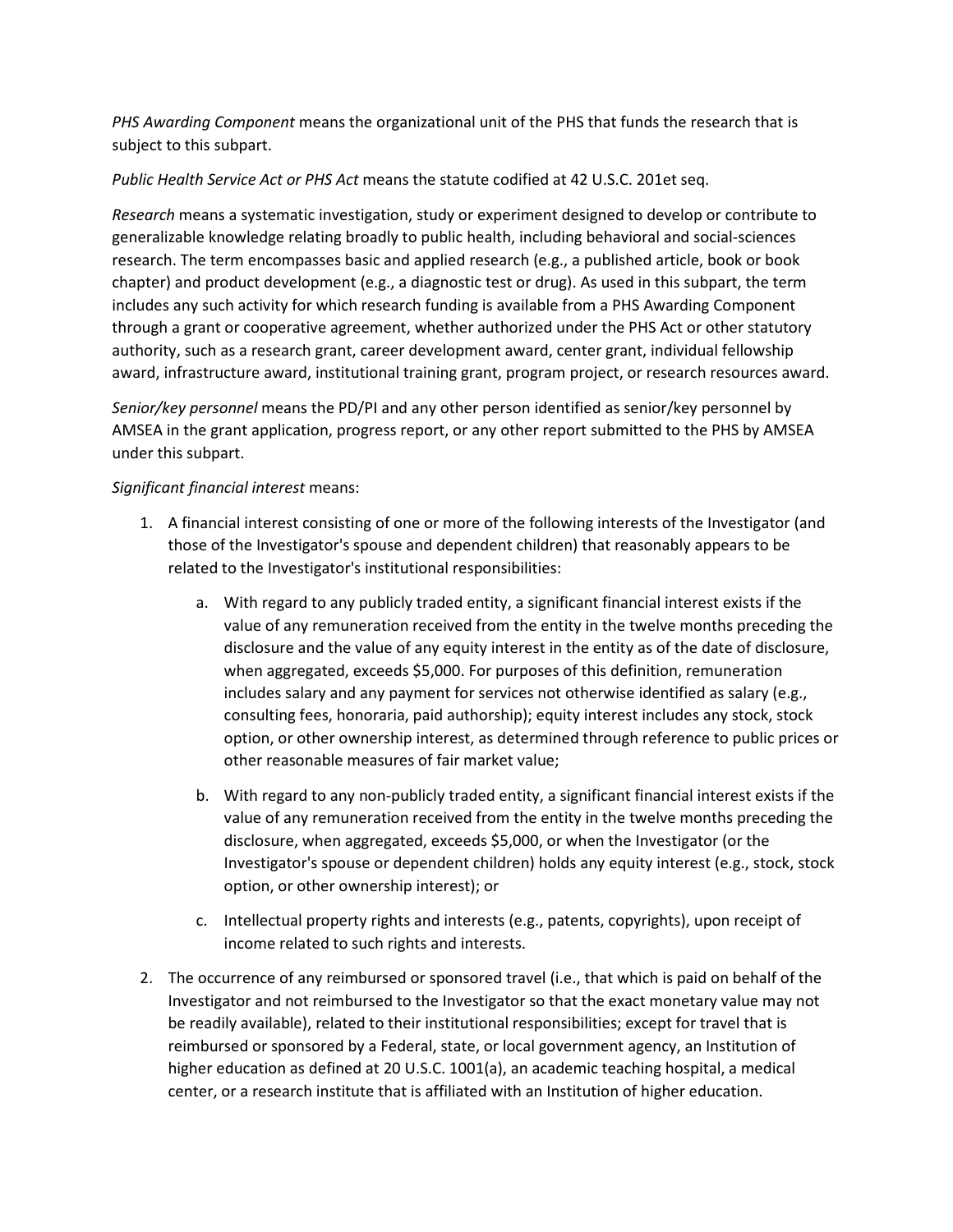*PHS Awarding Component* means the organizational unit of the PHS that funds the research that is subject to this subpart.

*Public Health Service Act or PHS Act* means the statute codified at 42 U.S.C. 201et seq.

*Research* means a systematic investigation, study or experiment designed to develop or contribute to generalizable knowledge relating broadly to public health, including behavioral and social-sciences research. The term encompasses basic and applied research (e.g., a published article, book or book chapter) and product development (e.g., a diagnostic test or drug). As used in this subpart, the term includes any such activity for which research funding is available from a PHS Awarding Component through a grant or cooperative agreement, whether authorized under the PHS Act or other statutory authority, such as a research grant, career development award, center grant, individual fellowship award, infrastructure award, institutional training grant, program project, or research resources award.

*Senior/key personnel* means the PD/PI and any other person identified as senior/key personnel by AMSEA in the grant application, progress report, or any other report submitted to the PHS by AMSEA under this subpart.

*Significant financial interest* means:

1. A financial interest consisting of one or more of the following interests of the Investigator (and those of the Investigator's spouse and dependent children) that reasonably appears to be related to the Investigator's institutional responsibilities:

    a. With regard to any publicly traded entity, a significant financial interest exists if the value of any remuneration received from the entity in the twelve months preceding the disclosure and the value of any equity interest in the entity as of the date of disclosure, when aggregated, exceeds $5,000. For purposes of this definition, remuneration includes salary and any payment for services not otherwise identified as salary (e.g., consulting fees, honoraria, paid authorship); equity interest includes any stock, stock option, or other ownership interest, as determined through reference to public prices or other reasonable measures of fair market value;

    b. With regard to any non-publicly traded entity, a significant financial interest exists if the value of any remuneration received from the entity in the twelve months preceding the disclosure, when aggregated, exceeds $5,000, or when the Investigator (or the Investigator's spouse or dependent children) holds any equity interest (e.g., stock, stock option, or other ownership interest); or

    c. Intellectual property rights and interests (e.g., patents, copyrights), upon receipt of income related to such rights and interests.

2. The occurrence of any reimbursed or sponsored travel (i.e., that which is paid on behalf of the Investigator and not reimbursed to the Investigator so that the exact monetary value may not be readily available), related to their institutional responsibilities; except for travel that is reimbursed or sponsored by a Federal, state, or local government agency, an Institution of higher education as defined at 20 U.S.C. 1001(a), an academic teaching hospital, a medical center, or a research institute that is affiliated with an Institution of higher education.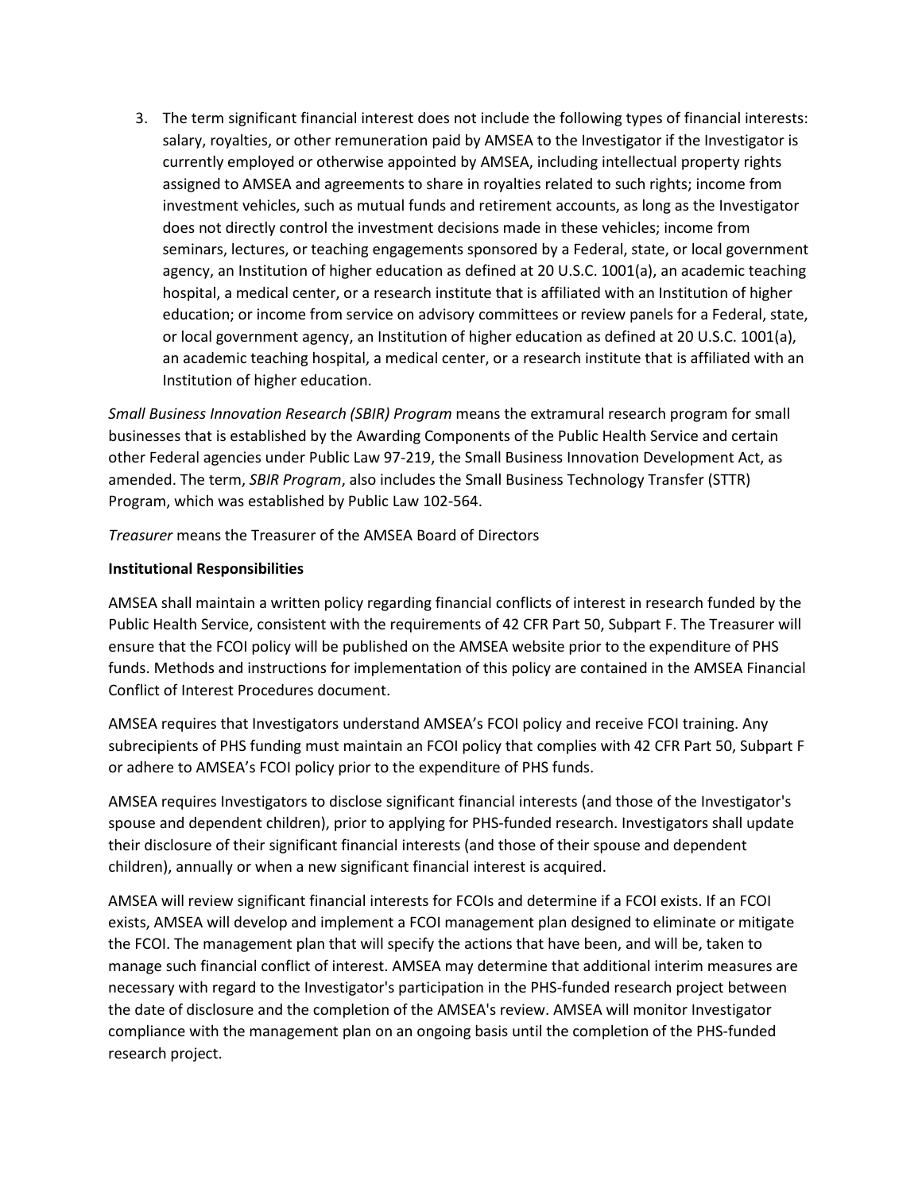3. The term significant financial interest does not include the following types of financial interests: salary, royalties, or other remuneration paid by AMSEA to the Investigator if the Investigator is currently employed or otherwise appointed by AMSEA, including intellectual property rights assigned to AMSEA and agreements to share in royalties related to such rights; income from investment vehicles, such as mutual funds and retirement accounts, as long as the Investigator does not directly control the investment decisions made in these vehicles; income from seminars, lectures, or teaching engagements sponsored by a Federal, state, or local government agency, an Institution of higher education as defined at 20 U.S.C. 1001(a), an academic teaching hospital, a medical center, or a research institute that is affiliated with an Institution of higher education; or income from service on advisory committees or review panels for a Federal, state, or local government agency, an Institution of higher education as defined at 20 U.S.C. 1001(a), an academic teaching hospital, a medical center, or a research institute that is affiliated with an Institution of higher education.

*Small Business Innovation Research (SBIR) Program* means the extramural research program for small businesses that is established by the Awarding Components of the Public Health Service and certain other Federal agencies under Public Law 97-219, the Small Business Innovation Development Act, as amended. The term, *SBIR Program*, also includes the Small Business Technology Transfer (STTR) Program, which was established by Public Law 102-564.

*Treasurer* means the Treasurer of the AMSEA Board of Directors

**Institutional Responsibilities**

AMSEA shall maintain a written policy regarding financial conflicts of interest in research funded by the Public Health Service, consistent with the requirements of 42 CFR Part 50, Subpart F. The Treasurer will ensure that the FCOI policy will be published on the AMSEA website prior to the expenditure of PHS funds. Methods and instructions for implementation of this policy are contained in the AMSEA Financial Conflict of Interest Procedures document.

AMSEA requires that Investigators understand AMSEA's FCOI policy and receive FCOI training. Any subrecipients of PHS funding must maintain an FCOI policy that complies with 42 CFR Part 50, Subpart F or adhere to AMSEA's FCOI policy prior to the expenditure of PHS funds.

AMSEA requires Investigators to disclose significant financial interests (and those of the Investigator's spouse and dependent children), prior to applying for PHS-funded research. Investigators shall update their disclosure of their significant financial interests (and those of their spouse and dependent children), annually or when a new significant financial interest is acquired.

AMSEA will review significant financial interests for FCOIs and determine if a FCOI exists. If an FCOI exists, AMSEA will develop and implement a FCOI management plan designed to eliminate or mitigate the FCOI. The management plan that will specify the actions that have been, and will be, taken to manage such financial conflict of interest. AMSEA may determine that additional interim measures are necessary with regard to the Investigator's participation in the PHS-funded research project between the date of disclosure and the completion of the AMSEA's review. AMSEA will monitor Investigator compliance with the management plan on an ongoing basis until the completion of the PHS-funded research project.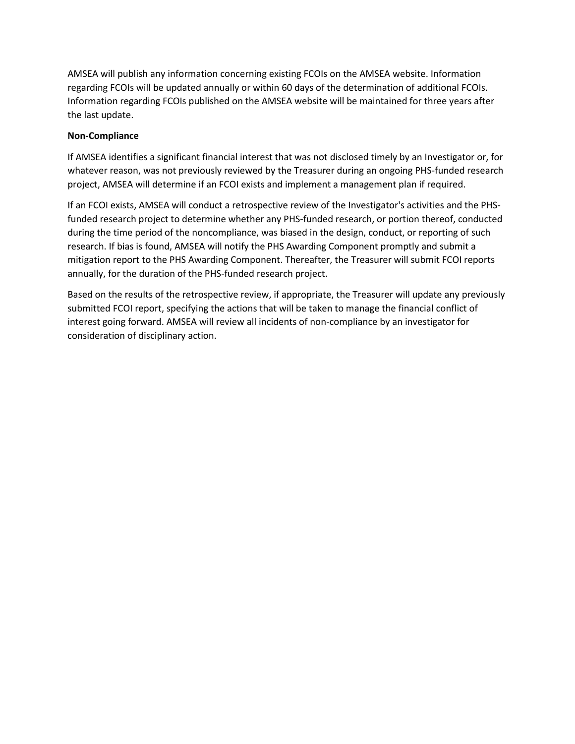AMSEA will publish any information concerning existing FCOIs on the AMSEA website. Information regarding FCOIs will be updated annually or within 60 days of the determination of additional FCOIs. Information regarding FCOIs published on the AMSEA website will be maintained for three years after the last update.

**Non-Compliance**

If AMSEA identifies a significant financial interest that was not disclosed timely by an Investigator or, for whatever reason, was not previously reviewed by the Treasurer during an ongoing PHS-funded research project, AMSEA will determine if an FCOI exists and implement a management plan if required.

If an FCOI exists, AMSEA will conduct a retrospective review of the Investigator's activities and the PHS-funded research project to determine whether any PHS-funded research, or portion thereof, conducted during the time period of the noncompliance, was biased in the design, conduct, or reporting of such research. If bias is found, AMSEA will notify the PHS Awarding Component promptly and submit a mitigation report to the PHS Awarding Component. Thereafter, the Treasurer will submit FCOI reports annually, for the duration of the PHS-funded research project.

Based on the results of the retrospective review, if appropriate, the Treasurer will update any previously submitted FCOI report, specifying the actions that will be taken to manage the financial conflict of interest going forward. AMSEA will review all incidents of non-compliance by an investigator for consideration of disciplinary action.